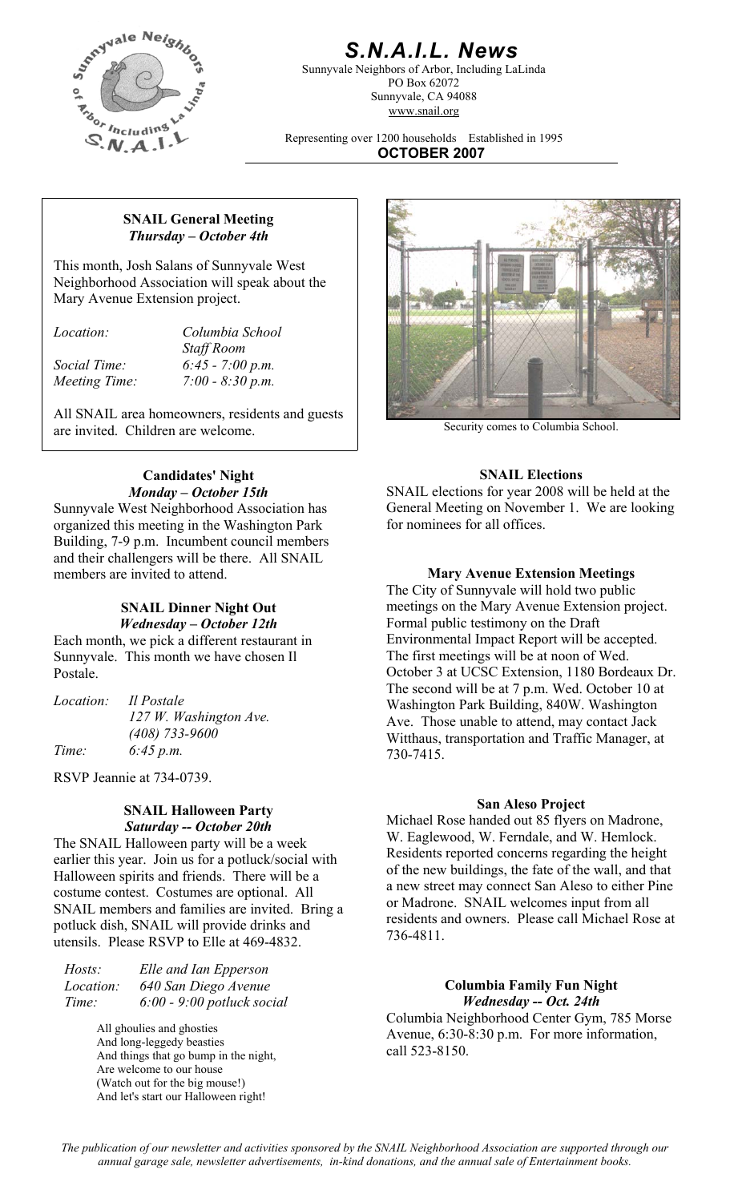# S.N.A.I.L. News

Sunnyvale Neighbors of Arbor, Including LaLinda
PO Box 62072
Sunnyvale, CA 94088
www.snail.org

Representing over 1200 households Established in 1995

**OCTOBER 2007**

## SNAIL General Meeting
***Thursday – October 4th***

This month, Josh Salans of Sunnyvale West Neighborhood Association will speak about the Mary Avenue Extension project.

| | |
|---|---|
| *Location:* | *Columbia School Staff Room* |
| *Social Time:* | *6:45 - 7:00 p.m.* |
| *Meeting Time:* | *7:00 - 8:30 p.m.* |

All SNAIL area homeowners, residents and guests are invited. Children are welcome.

Security comes to Columbia School.

## Candidates' Night
***Monday – October 15th***

Sunnyvale West Neighborhood Association has organized this meeting in the Washington Park Building, 7-9 p.m. Incumbent council members and their challengers will be there. All SNAIL members are invited to attend.

## SNAIL Dinner Night Out
***Wednesday – October 12th***

Each month, we pick a different restaurant in Sunnyvale. This month we have chosen Il Postale.

| | |
|---|---|
| *Location:* | *Il Postale 127 W. Washington Ave. (408) 733-9600* |
| *Time:* | *6:45 p.m.* |

RSVP Jeannie at 734-0739.

## SNAIL Halloween Party
***Saturday -- October 20th***

The SNAIL Halloween party will be a week earlier this year. Join us for a potluck/social with Halloween spirits and friends. There will be a costume contest. Costumes are optional. All SNAIL members and families are invited. Bring a potluck dish, SNAIL will provide drinks and utensils. Please RSVP to Elle at 469-4832.

| | |
|---|---|
| *Hosts:* | *Elle and Ian Epperson* |
| *Location:* | *640 San Diego Avenue* |
| *Time:* | *6:00 - 9:00 potluck social* |

All ghoulies and ghosties
And long-leggedy beasties
And things that go bump in the night,
Are welcome to our house
(Watch out for the big mouse!)
And let's start our Halloween right!

## SNAIL Elections

SNAIL elections for year 2008 will be held at the General Meeting on November 1. We are looking for nominees for all offices.

## Mary Avenue Extension Meetings

The City of Sunnyvale will hold two public meetings on the Mary Avenue Extension project. Formal public testimony on the Draft Environmental Impact Report will be accepted. The first meetings will be at noon of Wed. October 3 at UCSC Extension, 1180 Bordeaux Dr. The second will be at 7 p.m. Wed. October 10 at Washington Park Building, 840W. Washington Ave. Those unable to attend, may contact Jack Witthaus, transportation and Traffic Manager, at 730-7415.

## San Aleso Project

Michael Rose handed out 85 flyers on Madrone, W. Eaglewood, W. Ferndale, and W. Hemlock. Residents reported concerns regarding the height of the new buildings, the fate of the wall, and that a new street may connect San Aleso to either Pine or Madrone. SNAIL welcomes input from all residents and owners. Please call Michael Rose at 736-4811.

## Columbia Family Fun Night
***Wednesday -- Oct. 24th***

Columbia Neighborhood Center Gym, 785 Morse Avenue, 6:30-8:30 p.m. For more information, call 523-8150.

*The publication of our newsletter and activities sponsored by the SNAIL Neighborhood Association are supported through our annual garage sale, newsletter advertisements, in-kind donations, and the annual sale of Entertainment books.*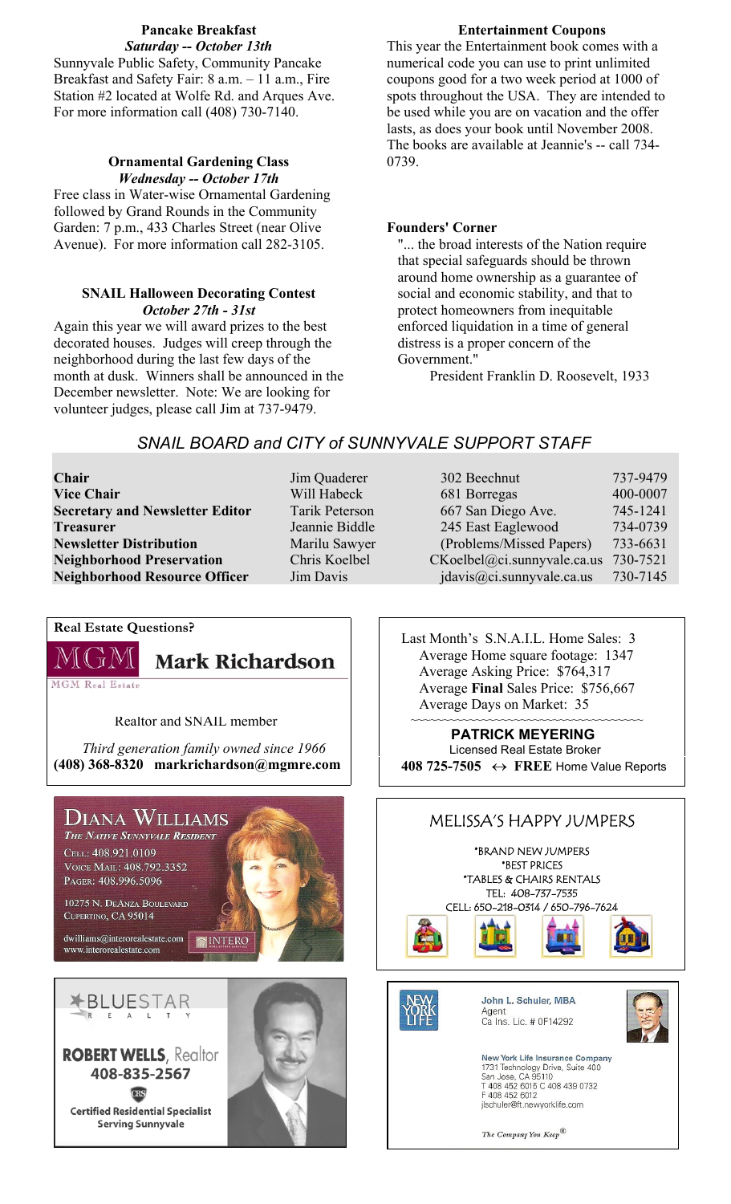### Pancake Breakfast

***Saturday -- October 13th***

Sunnyvale Public Safety, Community Pancake Breakfast and Safety Fair: 8 a.m. – 11 a.m., Fire Station #2 located at Wolfe Rd. and Arques Ave. For more information call (408) 730-7140.

### Ornamental Gardening Class

***Wednesday -- October 17th***

Free class in Water-wise Ornamental Gardening followed by Grand Rounds in the Community Garden: 7 p.m., 433 Charles Street (near Olive Avenue). For more information call 282-3105.

### SNAIL Halloween Decorating Contest

***October 27th - 31st***

Again this year we will award prizes to the best decorated houses. Judges will creep through the neighborhood during the last few days of the month at dusk. Winners shall be announced in the December newsletter. Note: We are looking for volunteer judges, please call Jim at 737-9479.

### Entertainment Coupons

This year the Entertainment book comes with a numerical code you can use to print unlimited coupons good for a two week period at 1000 of spots throughout the USA. They are intended to be used while you are on vacation and the offer lasts, as does your book until November 2008. The books are available at Jeannie's -- call 734-0739.

### Founders' Corner

"... the broad interests of the Nation require that special safeguards should be thrown around home ownership as a guarantee of social and economic stability, and that to protect homeowners from inequitable enforced liquidation in a time of general distress is a proper concern of the Government."

President Franklin D. Roosevelt, 1933

## *SNAIL BOARD and CITY of SUNNYVALE SUPPORT STAFF*

| | | | |
|---|---|---|---|
| **Chair** | Jim Quaderer | 302 Beechnut | 737-9479 |
| **Vice Chair** | Will Habeck | 681 Borregas | 400-0007 |
| **Secretary and Newsletter Editor** | Tarik Peterson | 667 San Diego Ave. | 745-1241 |
| **Treasurer** | Jeannie Biddle | 245 East Eaglewood | 734-0739 |
| **Newsletter Distribution** | Marilu Sawyer | (Problems/Missed Papers) | 733-6631 |
| **Neighborhood Preservation** | Chris Koelbel | CKoelbel@ci.sunnyvale.ca.us | 730-7521 |
| **Neighborhood Resource Officer** | Jim Davis | jdavis@ci.sunnyvale.ca.us | 730-7145 |

**Real Estate Questions?**

MGM Real Estate

**Mark Richardson**

Realtor and SNAIL member

*Third generation family owned since 1966*

**(408) 368-8320 markrichardson@mgmre.com**

Last Month's S.N.A.I.L. Home Sales: 3

Average Home square footage: 1347

Average Asking Price: $764,317

Average **Final** Sales Price: $756,667

Average Days on Market: 35

**PATRICK MEYERING**

Licensed Real Estate Broker

**408 725-7505** ↔ **FREE** Home Value Reports

DIANA WILLIAMS

*THE NATIVE SUNNYVALE RESIDENT*

CELL: 408.921.0109
VOICE MAIL: 408.792.3352
PAGER: 408.996.5096

10275 N. DeANZA BOULEVARD
CUPERTINO, CA 95014

dwilliams@interorealestate.com
www.interorealestate.com

INTERO

MELISSA'S HAPPY JUMPERS

*BRAND NEW JUMPERS
*BEST PRICES
*TABLES & CHAIRS RENTALS
TEL: 408-737-7535
CELL: 650-218-0314 / 650-796-7624

BLUESTAR REALTY

**ROBERT WELLS**, Realtor

**408-835-2567**

CRS

**Certified Residential Specialist**
**Serving Sunnyvale**

NEW YORK LIFE

John L. Schuler, MBA
Agent
Ca Ins. Lic. # 0F14292

New York Life Insurance Company
1731 Technology Drive, Suite 400
San Jose, CA 95110
T 408 452 6015 C 408 439 0732
F 408 452 6012
jlschuler@ft.newyorklife.com

*The Company You Keep®*